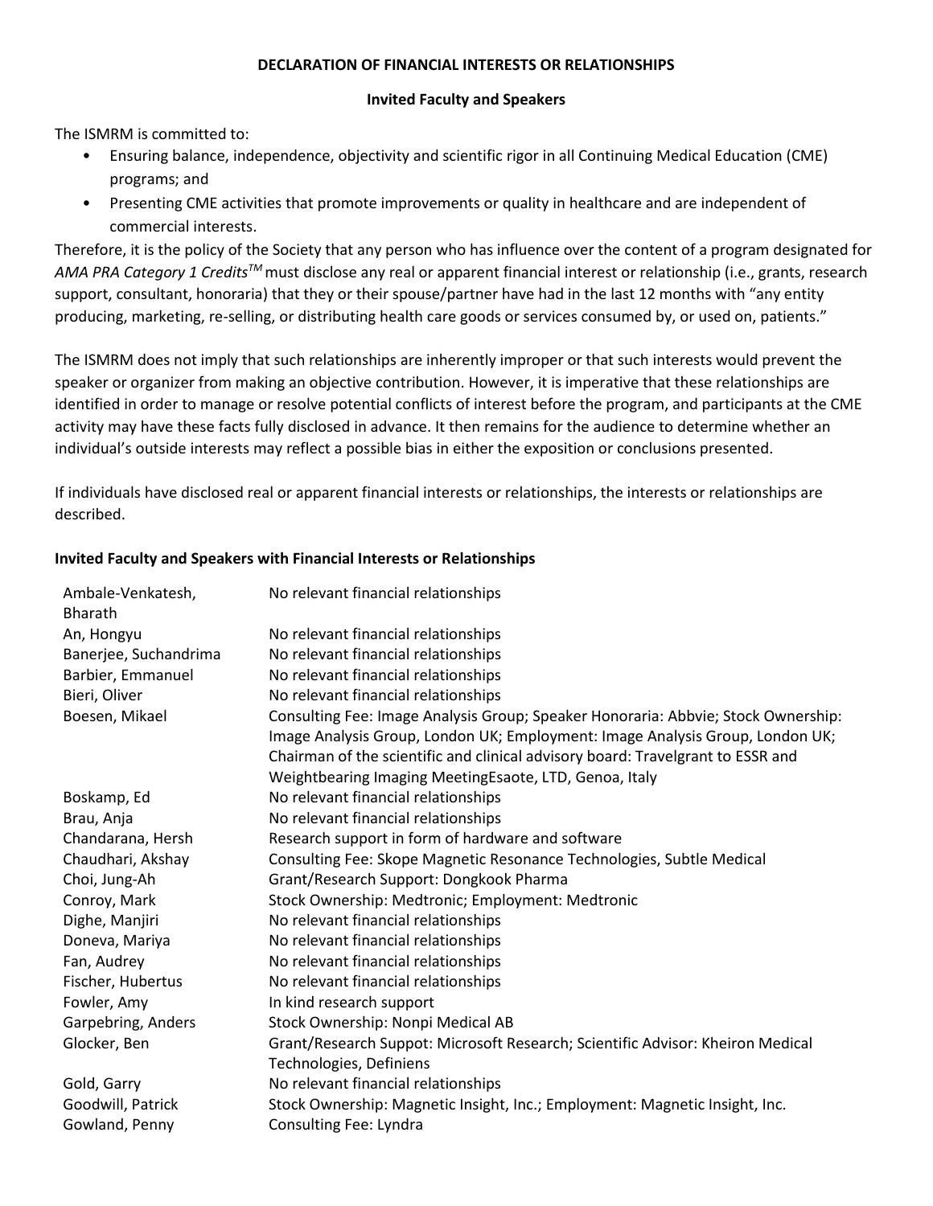**DECLARATION OF FINANCIAL INTERESTS OR RELATIONSHIPS**

**Invited Faculty and Speakers**

The ISMRM is committed to:

- Ensuring balance, independence, objectivity and scientific rigor in all Continuing Medical Education (CME) programs; and
- Presenting CME activities that promote improvements or quality in healthcare and are independent of commercial interests.

Therefore, it is the policy of the Society that any person who has influence over the content of a program designated for *AMA PRA Category 1 Credits*™ must disclose any real or apparent financial interest or relationship (i.e., grants, research support, consultant, honoraria) that they or their spouse/partner have had in the last 12 months with "any entity producing, marketing, re-selling, or distributing health care goods or services consumed by, or used on, patients."

The ISMRM does not imply that such relationships are inherently improper or that such interests would prevent the speaker or organizer from making an objective contribution. However, it is imperative that these relationships are identified in order to manage or resolve potential conflicts of interest before the program, and participants at the CME activity may have these facts fully disclosed in advance. It then remains for the audience to determine whether an individual's outside interests may reflect a possible bias in either the exposition or conclusions presented.

If individuals have disclosed real or apparent financial interests or relationships, the interests or relationships are described.

**Invited Faculty and Speakers with Financial Interests or Relationships**

| Name | Disclosure |
|---|---|
| Ambale-Venkatesh, Bharath | No relevant financial relationships |
| An, Hongyu | No relevant financial relationships |
| Banerjee, Suchandrima | No relevant financial relationships |
| Barbier, Emmanuel | No relevant financial relationships |
| Bieri, Oliver | No relevant financial relationships |
| Boesen, Mikael | Consulting Fee: Image Analysis Group; Speaker Honoraria: Abbvie; Stock Ownership: Image Analysis Group, London UK; Employment: Image Analysis Group, London UK; Chairman of the scientific and clinical advisory board: Travelgrant to ESSR and Weightbearing Imaging MeetingEsaote, LTD, Genoa, Italy |
| Boskamp, Ed | No relevant financial relationships |
| Brau, Anja | No relevant financial relationships |
| Chandarana, Hersh | Research support in form of hardware and software |
| Chaudhari, Akshay | Consulting Fee: Skope Magnetic Resonance Technologies, Subtle Medical |
| Choi, Jung-Ah | Grant/Research Support: Dongkook Pharma |
| Conroy, Mark | Stock Ownership: Medtronic; Employment: Medtronic |
| Dighe, Manjiri | No relevant financial relationships |
| Doneva, Mariya | No relevant financial relationships |
| Fan, Audrey | No relevant financial relationships |
| Fischer, Hubertus | No relevant financial relationships |
| Fowler, Amy | In kind research support |
| Garpebring, Anders | Stock Ownership: Nonpi Medical AB |
| Glocker, Ben | Grant/Research Suppot: Microsoft Research; Scientific Advisor: Kheiron Medical Technologies, Definiens |
| Gold, Garry | No relevant financial relationships |
| Goodwill, Patrick | Stock Ownership: Magnetic Insight, Inc.; Employment: Magnetic Insight, Inc. |
| Gowland, Penny | Consulting Fee: Lyndra |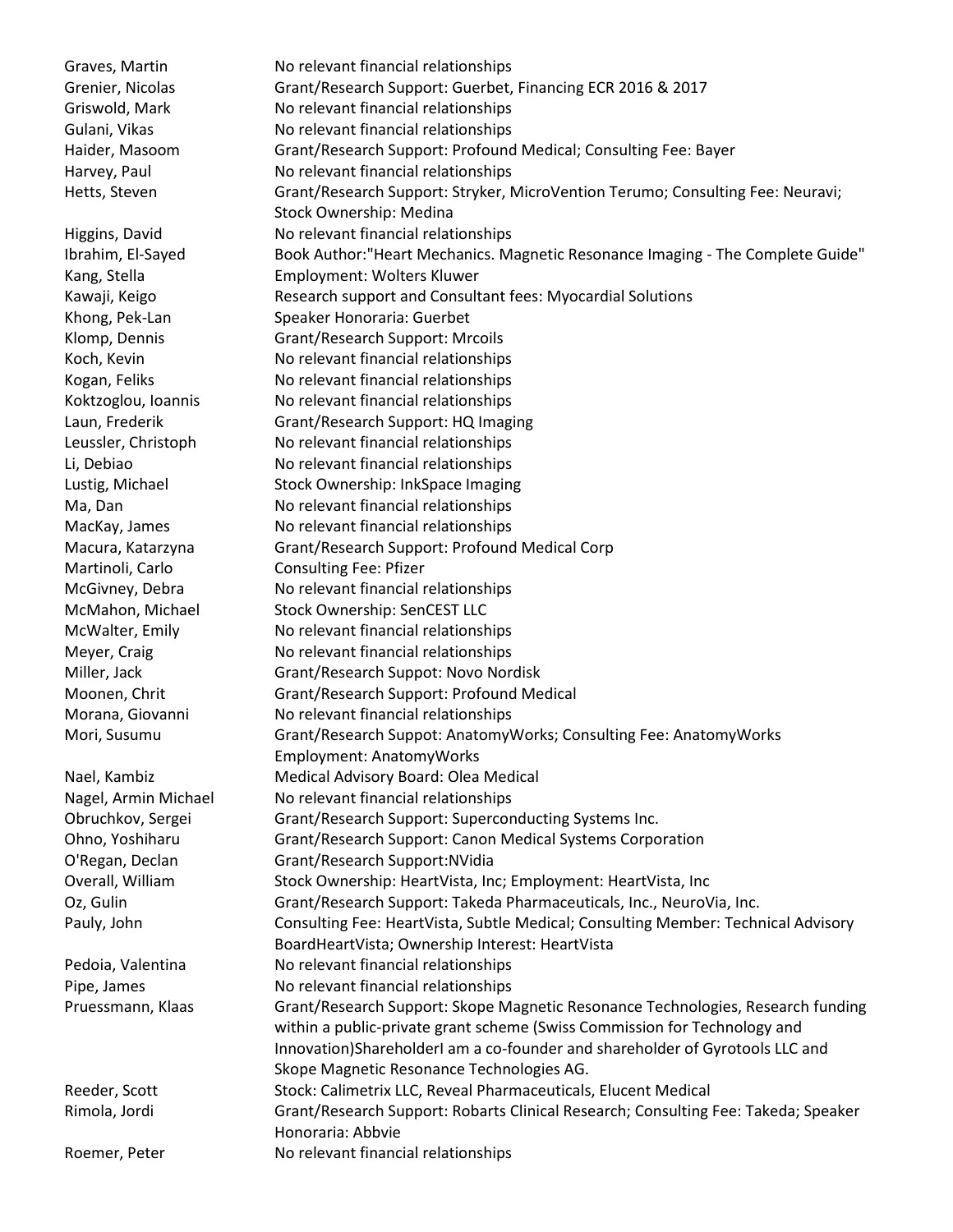| | |
|---|---|
| Graves, Martin | No relevant financial relationships |
| Grenier, Nicolas | Grant/Research Support: Guerbet, Financing ECR 2016 & 2017 |
| Griswold, Mark | No relevant financial relationships |
| Gulani, Vikas | No relevant financial relationships |
| Haider, Masoom | Grant/Research Support: Profound Medical; Consulting Fee: Bayer |
| Harvey, Paul | No relevant financial relationships |
| Hetts, Steven | Grant/Research Support: Stryker, MicroVention Terumo; Consulting Fee: Neuravi; Stock Ownership: Medina |
| Higgins, David | No relevant financial relationships |
| Ibrahim, El-Sayed | Book Author:"Heart Mechanics. Magnetic Resonance Imaging - The Complete Guide" |
| Kang, Stella | Employment: Wolters Kluwer |
| Kawaji, Keigo | Research support and Consultant fees: Myocardial Solutions |
| Khong, Pek-Lan | Speaker Honoraria: Guerbet |
| Klomp, Dennis | Grant/Research Support: Mrcoils |
| Koch, Kevin | No relevant financial relationships |
| Kogan, Feliks | No relevant financial relationships |
| Koktzoglou, Ioannis | No relevant financial relationships |
| Laun, Frederik | Grant/Research Support: HQ Imaging |
| Leussler, Christoph | No relevant financial relationships |
| Li, Debiao | No relevant financial relationships |
| Lustig, Michael | Stock Ownership: InkSpace Imaging |
| Ma, Dan | No relevant financial relationships |
| MacKay, James | No relevant financial relationships |
| Macura, Katarzyna | Grant/Research Support: Profound Medical Corp |
| Martinoli, Carlo | Consulting Fee: Pfizer |
| McGivney, Debra | No relevant financial relationships |
| McMahon, Michael | Stock Ownership: SenCEST LLC |
| McWalter, Emily | No relevant financial relationships |
| Meyer, Craig | No relevant financial relationships |
| Miller, Jack | Grant/Research Suppot: Novo Nordisk |
| Moonen, Chrit | Grant/Research Support: Profound Medical |
| Morana, Giovanni | No relevant financial relationships |
| Mori, Susumu | Grant/Research Suppot: AnatomyWorks; Consulting Fee: AnatomyWorks Employment: AnatomyWorks |
| Nael, Kambiz | Medical Advisory Board: Olea Medical |
| Nagel, Armin Michael | No relevant financial relationships |
| Obruchkov, Sergei | Grant/Research Support: Superconducting Systems Inc. |
| Ohno, Yoshiharu | Grant/Research Support: Canon Medical Systems Corporation |
| O'Regan, Declan | Grant/Research Support:NVidia |
| Overall, William | Stock Ownership: HeartVista, Inc; Employment: HeartVista, Inc |
| Oz, Gulin | Grant/Research Support: Takeda Pharmaceuticals, Inc., NeuroVia, Inc. |
| Pauly, John | Consulting Fee: HeartVista, Subtle Medical; Consulting Member: Technical Advisory BoardHeartVista; Ownership Interest: HeartVista |
| Pedoia, Valentina | No relevant financial relationships |
| Pipe, James | No relevant financial relationships |
| Pruessmann, Klaas | Grant/Research Support: Skope Magnetic Resonance Technologies, Research funding within a public-private grant scheme (Swiss Commission for Technology and Innovation)ShareholderI am a co-founder and shareholder of Gyrotools LLC and Skope Magnetic Resonance Technologies AG. |
| Reeder, Scott | Stock: Calimetrix LLC, Reveal Pharmaceuticals, Elucent Medical |
| Rimola, Jordi | Grant/Research Support: Robarts Clinical Research; Consulting Fee: Takeda; Speaker Honoraria: Abbvie |
| Roemer, Peter | No relevant financial relationships |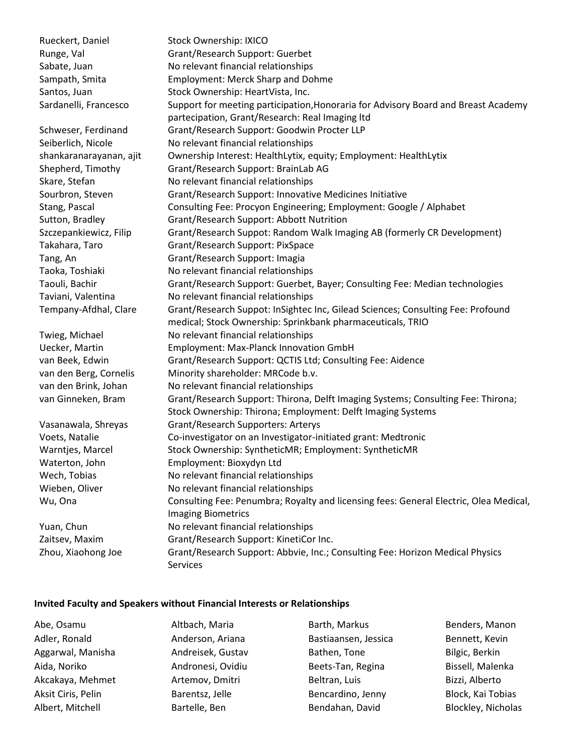| | |
|---|---|
| Rueckert, Daniel | Stock Ownership: IXICO |
| Runge, Val | Grant/Research Support: Guerbet |
| Sabate, Juan | No relevant financial relationships |
| Sampath, Smita | Employment: Merck Sharp and Dohme |
| Santos, Juan | Stock Ownership: HeartVista, Inc. |
| Sardanelli, Francesco | Support for meeting participation,Honoraria for Advisory Board and Breast Academy partecipation, Grant/Research: Real Imaging ltd |
| Schweser, Ferdinand | Grant/Research Support: Goodwin Procter LLP |
| Seiberlich, Nicole | No relevant financial relationships |
| shankaranarayanan, ajit | Ownership Interest: HealthLytix, equity; Employment: HealthLytix |
| Shepherd, Timothy | Grant/Research Support: BrainLab AG |
| Skare, Stefan | No relevant financial relationships |
| Sourbron, Steven | Grant/Research Support: Innovative Medicines Initiative |
| Stang, Pascal | Consulting Fee: Procyon Engineering; Employment: Google / Alphabet |
| Sutton, Bradley | Grant/Research Support: Abbott Nutrition |
| Szczepankiewicz, Filip | Grant/Research Suppot: Random Walk Imaging AB (formerly CR Development) |
| Takahara, Taro | Grant/Research Support: PixSpace |
| Tang, An | Grant/Research Support: Imagia |
| Taoka, Toshiaki | No relevant financial relationships |
| Taouli, Bachir | Grant/Research Support: Guerbet, Bayer; Consulting Fee: Median technologies |
| Taviani, Valentina | No relevant financial relationships |
| Tempany-Afdhal, Clare | Grant/Research Suppot: InSightec Inc, Gilead Sciences; Consulting Fee: Profound medical; Stock Ownership: Sprinkbank pharmaceuticals, TRIO |
| Twieg, Michael | No relevant financial relationships |
| Uecker, Martin | Employment: Max-Planck Innovation GmbH |
| van Beek, Edwin | Grant/Research Support: QCTIS Ltd; Consulting Fee: Aidence |
| van den Berg, Cornelis | Minority shareholder: MRCode b.v. |
| van den Brink, Johan | No relevant financial relationships |
| van Ginneken, Bram | Grant/Research Support: Thirona, Delft Imaging Systems; Consulting Fee: Thirona; Stock Ownership: Thirona; Employment: Delft Imaging Systems |
| Vasanawala, Shreyas | Grant/Research Supporters: Arterys |
| Voets, Natalie | Co-investigator on an Investigator-initiated grant: Medtronic |
| Warntjes, Marcel | Stock Ownership: SyntheticMR; Employment: SyntheticMR |
| Waterton, John | Employment: Bioxydyn Ltd |
| Wech, Tobias | No relevant financial relationships |
| Wieben, Oliver | No relevant financial relationships |
| Wu, Ona | Consulting Fee: Penumbra; Royalty and licensing fees: General Electric, Olea Medical, Imaging Biometrics |
| Yuan, Chun | No relevant financial relationships |
| Zaitsev, Maxim | Grant/Research Support: KinetiCor Inc. |
| Zhou, Xiaohong Joe | Grant/Research Support: Abbvie, Inc.; Consulting Fee: Horizon Medical Physics Services |

**Invited Faculty and Speakers without Financial Interests or Relationships**

Abe, Osamu
Adler, Ronald
Aggarwal, Manisha
Aida, Noriko
Akcakaya, Mehmet
Aksit Ciris, Pelin
Albert, Mitchell
Altbach, Maria
Anderson, Ariana
Andreisek, Gustav
Andronesi, Ovidiu
Artemov, Dmitri
Barentsz, Jelle
Bartelle, Ben
Barth, Markus
Bastiaansen, Jessica
Bathen, Tone
Beets-Tan, Regina
Beltran, Luis
Bencardino, Jenny
Bendahan, David
Benders, Manon
Bennett, Kevin
Bilgic, Berkin
Bissell, Malenka
Bizzi, Alberto
Block, Kai Tobias
Blockley, Nicholas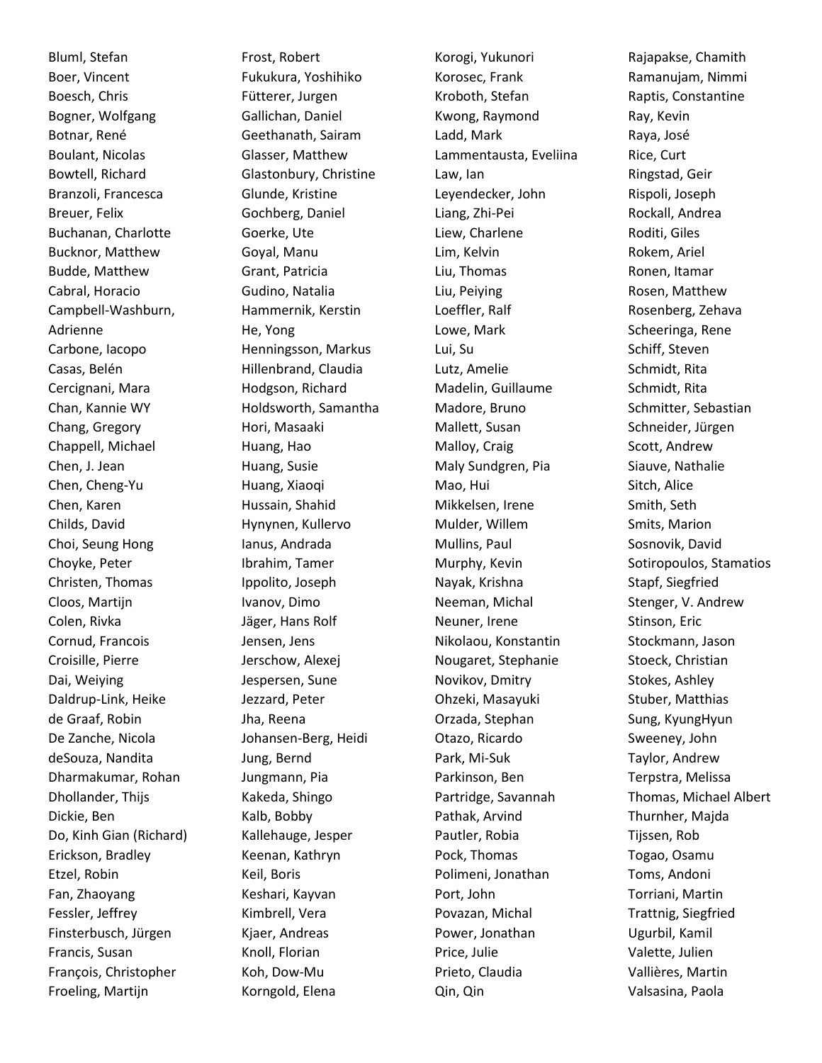Bluml, Stefan
Boer, Vincent
Boesch, Chris
Bogner, Wolfgang
Botnar, René
Boulant, Nicolas
Bowtell, Richard
Branzoli, Francesca
Breuer, Felix
Buchanan, Charlotte
Bucknor, Matthew
Budde, Matthew
Cabral, Horacio
Campbell-Washburn, Adrienne
Carbone, Iacopo
Casas, Belén
Cercignani, Mara
Chan, Kannie WY
Chang, Gregory
Chappell, Michael
Chen, J. Jean
Chen, Cheng-Yu
Chen, Karen
Childs, David
Choi, Seung Hong
Choyke, Peter
Christen, Thomas
Cloos, Martijn
Colen, Rivka
Cornud, Francois
Croisille, Pierre
Dai, Weiying
Daldrup-Link, Heike
de Graaf, Robin
De Zanche, Nicola
deSouza, Nandita
Dharmakumar, Rohan
Dhollander, Thijs
Dickie, Ben
Do, Kinh Gian (Richard)
Erickson, Bradley
Etzel, Robin
Fan, Zhaoyang
Fessler, Jeffrey
Finsterbusch, Jürgen
Francis, Susan
François, Christopher
Froeling, Martijn
Frost, Robert
Fukukura, Yoshihiko
Fütterer, Jurgen
Gallichan, Daniel
Geethanath, Sairam
Glasser, Matthew
Glastonbury, Christine
Glunde, Kristine
Gochberg, Daniel
Goerke, Ute
Goyal, Manu
Grant, Patricia
Gudino, Natalia
Hammernik, Kerstin
He, Yong
Henningsson, Markus
Hillenbrand, Claudia
Hodgson, Richard
Holdsworth, Samantha
Hori, Masaaki
Huang, Hao
Huang, Susie
Huang, Xiaoqi
Hussain, Shahid
Hynynen, Kullervo
Ianus, Andrada
Ibrahim, Tamer
Ippolito, Joseph
Ivanov, Dimo
Jäger, Hans Rolf
Jensen, Jens
Jerschow, Alexej
Jespersen, Sune
Jezzard, Peter
Jha, Reena
Johansen-Berg, Heidi
Jung, Bernd
Jungmann, Pia
Kakeda, Shingo
Kalb, Bobby
Kallehauge, Jesper
Keenan, Kathryn
Keil, Boris
Keshari, Kayvan
Kimbrell, Vera
Kjaer, Andreas
Knoll, Florian
Koh, Dow-Mu
Korngold, Elena
Korogi, Yukunori
Korosec, Frank
Kroboth, Stefan
Kwong, Raymond
Ladd, Mark
Lammentausta, Eveliina
Law, Ian
Leyendecker, John
Liang, Zhi-Pei
Liew, Charlene
Lim, Kelvin
Liu, Thomas
Liu, Peiying
Loeffler, Ralf
Lowe, Mark
Lui, Su
Lutz, Amelie
Madelin, Guillaume
Madore, Bruno
Mallett, Susan
Malloy, Craig
Maly Sundgren, Pia
Mao, Hui
Mikkelsen, Irene
Mulder, Willem
Mullins, Paul
Murphy, Kevin
Nayak, Krishna
Neeman, Michal
Neuner, Irene
Nikolaou, Konstantin
Nougaret, Stephanie
Novikov, Dmitry
Ohzeki, Masayuki
Orzada, Stephan
Otazo, Ricardo
Park, Mi-Suk
Parkinson, Ben
Partridge, Savannah
Pathak, Arvind
Pautler, Robia
Pock, Thomas
Polimeni, Jonathan
Port, John
Povazan, Michal
Power, Jonathan
Price, Julie
Prieto, Claudia
Qin, Qin
Rajapakse, Chamith
Ramanujam, Nimmi
Raptis, Constantine
Ray, Kevin
Raya, José
Rice, Curt
Ringstad, Geir
Rispoli, Joseph
Rockall, Andrea
Roditi, Giles
Rokem, Ariel
Ronen, Itamar
Rosen, Matthew
Rosenberg, Zehava
Scheeringa, Rene
Schiff, Steven
Schmidt, Rita
Schmidt, Rita
Schmitter, Sebastian
Schneider, Jürgen
Scott, Andrew
Siauve, Nathalie
Sitch, Alice
Smith, Seth
Smits, Marion
Sosnovik, David
Sotiropoulos, Stamatios
Stapf, Siegfried
Stenger, V. Andrew
Stinson, Eric
Stockmann, Jason
Stoeck, Christian
Stokes, Ashley
Stuber, Matthias
Sung, KyungHyun
Sweeney, John
Taylor, Andrew
Terpstra, Melissa
Thomas, Michael Albert
Thurnher, Majda
Tijssen, Rob
Togao, Osamu
Toms, Andoni
Torriani, Martin
Trattnig, Siegfried
Ugurbil, Kamil
Valette, Julien
Vallières, Martin
Valsasina, Paola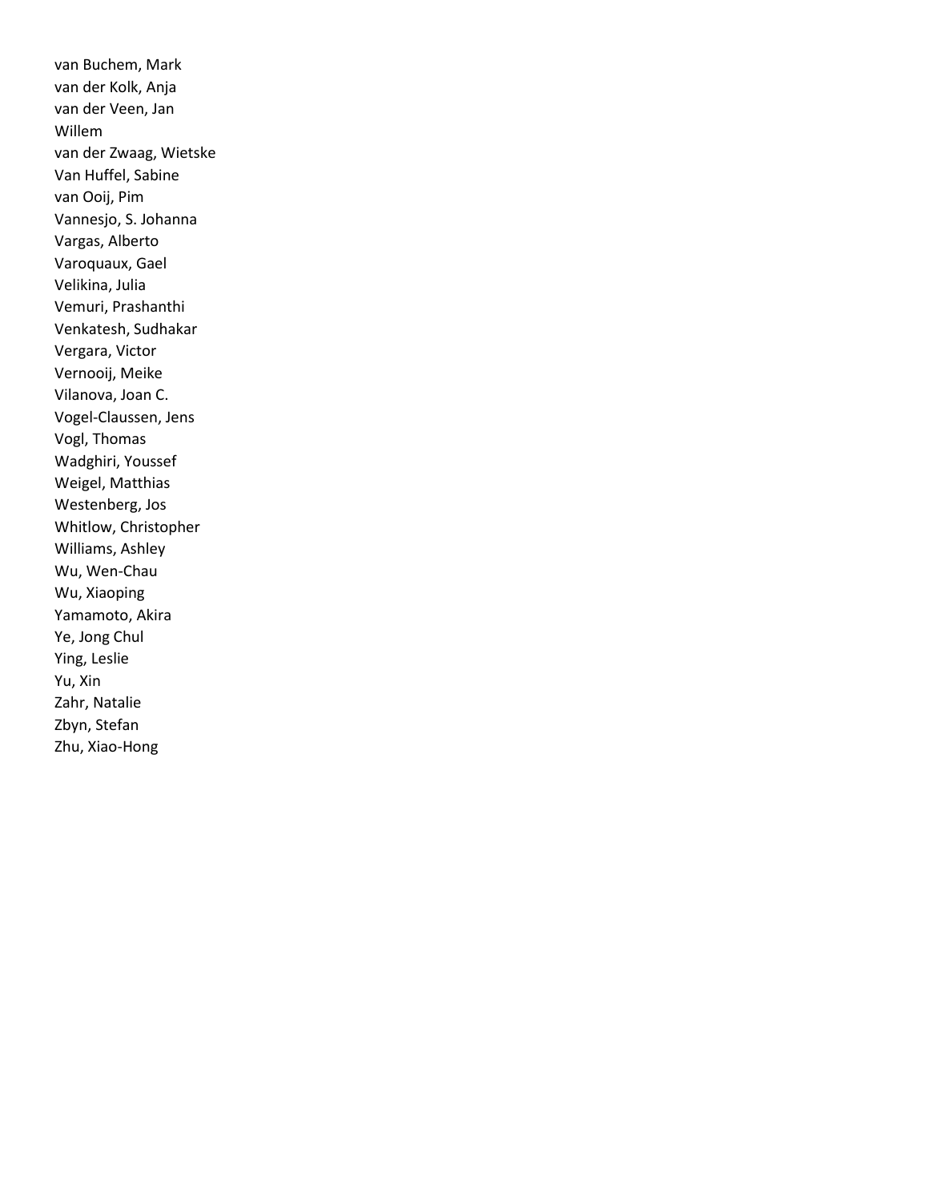van Buchem, Mark
van der Kolk, Anja
van der Veen, Jan
Willem
van der Zwaag, Wietske
Van Huffel, Sabine
van Ooij, Pim
Vannesjo, S. Johanna
Vargas, Alberto
Varoquaux, Gael
Velikina, Julia
Vemuri, Prashanthi
Venkatesh, Sudhakar
Vergara, Victor
Vernooij, Meike
Vilanova, Joan C.
Vogel-Claussen, Jens
Vogl, Thomas
Wadghiri, Youssef
Weigel, Matthias
Westenberg, Jos
Whitlow, Christopher
Williams, Ashley
Wu, Wen-Chau
Wu, Xiaoping
Yamamoto, Akira
Ye, Jong Chul
Ying, Leslie
Yu, Xin
Zahr, Natalie
Zbyn, Stefan
Zhu, Xiao-Hong